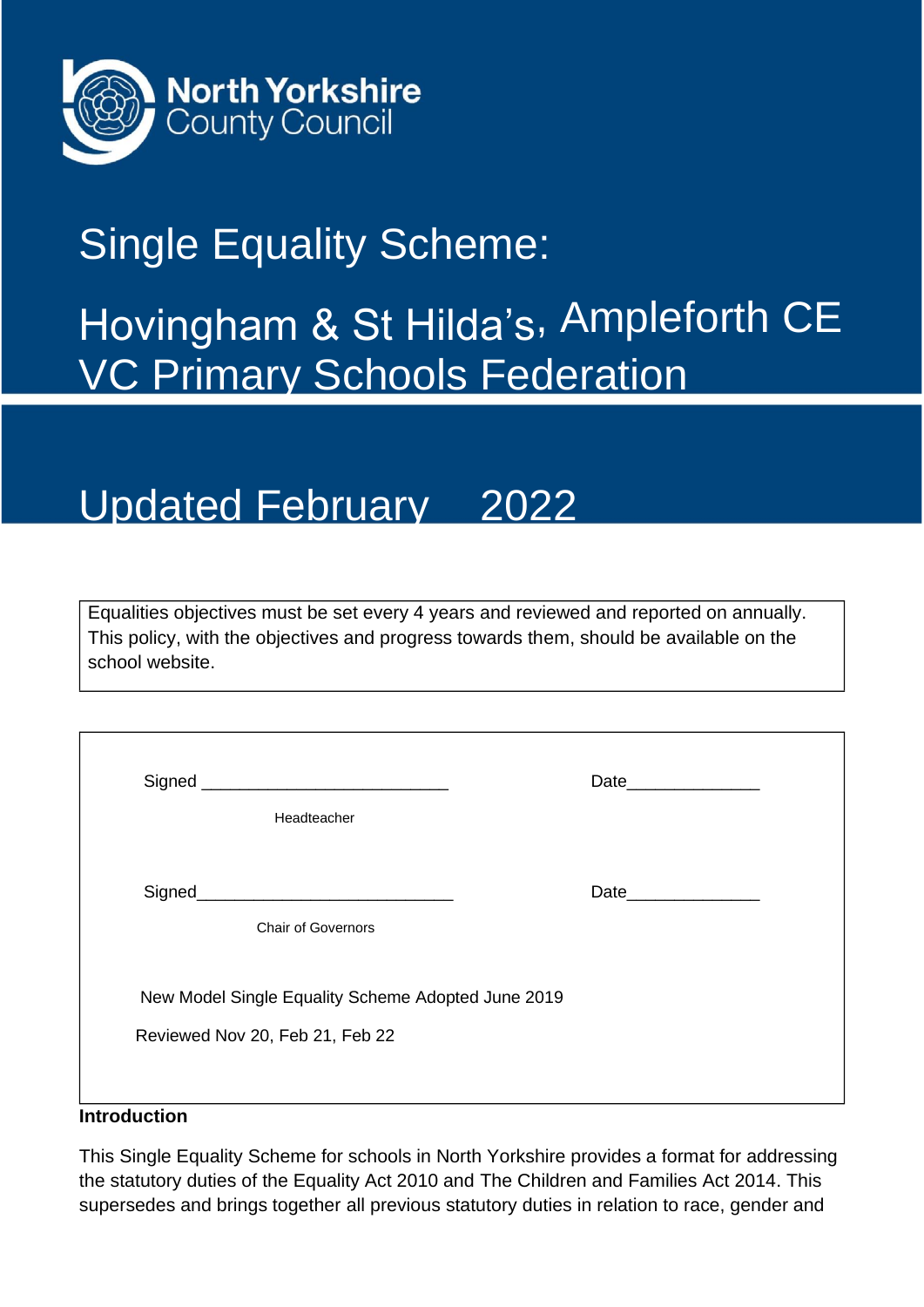North Yorkshire County Council

# Single Equality Scheme:

# Hovingham & St Hilda's, Ampleforth CE VC Primary Schools Federation

## Updated February 2022

Equalities objectives must be set every 4 years and reviewed and reported on annually. This policy, with the objectives and progress towards them, should be available on the school website.

Signed ___________________________ Date______________

Headteacher

Signed___________________________ Date______________

Chair of Governors

New Model Single Equality Scheme Adopted June 2019

Reviewed Nov 20, Feb 21, Feb 22

**Introduction**

This Single Equality Scheme for schools in North Yorkshire provides a format for addressing the statutory duties of the Equality Act 2010 and The Children and Families Act 2014. This supersedes and brings together all previous statutory duties in relation to race, gender and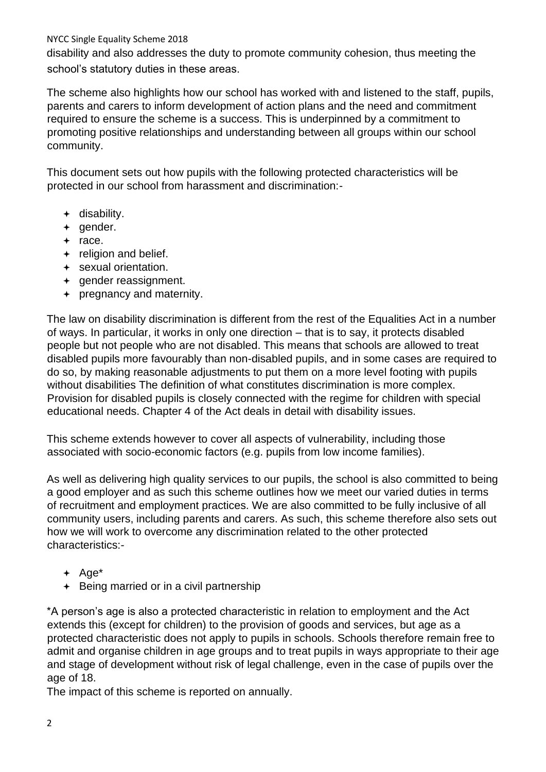disability and also addresses the duty to promote community cohesion, thus meeting the school's statutory duties in these areas.

The scheme also highlights how our school has worked with and listened to the staff, pupils, parents and carers to inform development of action plans and the need and commitment required to ensure the scheme is a success. This is underpinned by a commitment to promoting positive relationships and understanding between all groups within our school community.

This document sets out how pupils with the following protected characteristics will be protected in our school from harassment and discrimination:-

- disability.
- gender.
- race.
- religion and belief.
- sexual orientation.
- gender reassignment.
- pregnancy and maternity.

The law on disability discrimination is different from the rest of the Equalities Act in a number of ways. In particular, it works in only one direction – that is to say, it protects disabled people but not people who are not disabled. This means that schools are allowed to treat disabled pupils more favourably than non-disabled pupils, and in some cases are required to do so, by making reasonable adjustments to put them on a more level footing with pupils without disabilities The definition of what constitutes discrimination is more complex. Provision for disabled pupils is closely connected with the regime for children with special educational needs. Chapter 4 of the Act deals in detail with disability issues.

This scheme extends however to cover all aspects of vulnerability, including those associated with socio-economic factors (e.g. pupils from low income families).

As well as delivering high quality services to our pupils, the school is also committed to being a good employer and as such this scheme outlines how we meet our varied duties in terms of recruitment and employment practices. We are also committed to be fully inclusive of all community users, including parents and carers. As such, this scheme therefore also sets out how we will work to overcome any discrimination related to the other protected characteristics:-

- Age*
- Being married or in a civil partnership

*A person's age is also a protected characteristic in relation to employment and the Act extends this (except for children) to the provision of goods and services, but age as a protected characteristic does not apply to pupils in schools. Schools therefore remain free to admit and organise children in age groups and to treat pupils in ways appropriate to their age and stage of development without risk of legal challenge, even in the case of pupils over the age of 18.

The impact of this scheme is reported on annually.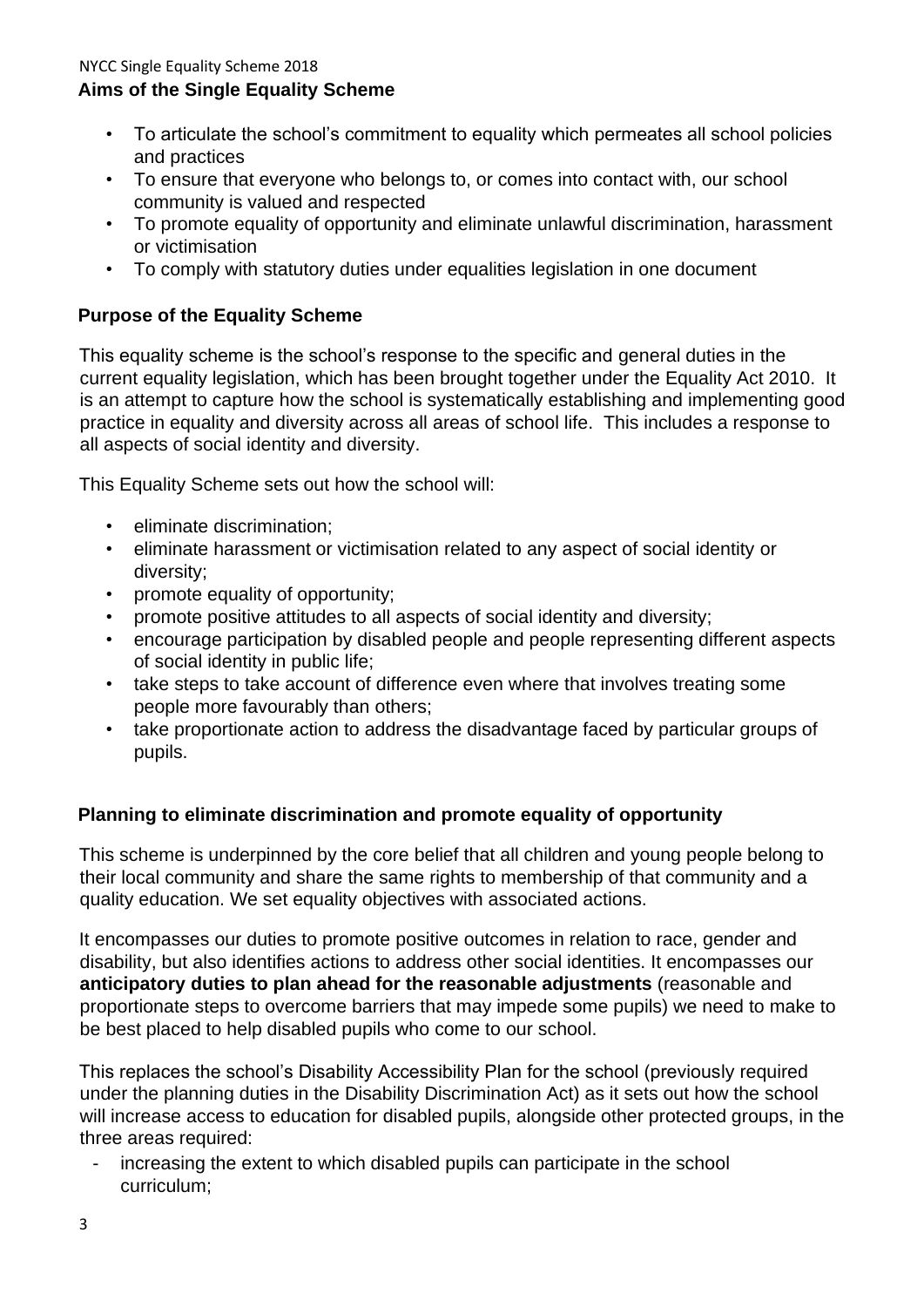## Aims of the Single Equality Scheme

- To articulate the school's commitment to equality which permeates all school policies and practices
- To ensure that everyone who belongs to, or comes into contact with, our school community is valued and respected
- To promote equality of opportunity and eliminate unlawful discrimination, harassment or victimisation
- To comply with statutory duties under equalities legislation in one document

## Purpose of the Equality Scheme

This equality scheme is the school's response to the specific and general duties in the current equality legislation, which has been brought together under the Equality Act 2010. It is an attempt to capture how the school is systematically establishing and implementing good practice in equality and diversity across all areas of school life. This includes a response to all aspects of social identity and diversity.

This Equality Scheme sets out how the school will:

- eliminate discrimination;
- eliminate harassment or victimisation related to any aspect of social identity or diversity;
- promote equality of opportunity;
- promote positive attitudes to all aspects of social identity and diversity;
- encourage participation by disabled people and people representing different aspects of social identity in public life;
- take steps to take account of difference even where that involves treating some people more favourably than others;
- take proportionate action to address the disadvantage faced by particular groups of pupils.

## Planning to eliminate discrimination and promote equality of opportunity

This scheme is underpinned by the core belief that all children and young people belong to their local community and share the same rights to membership of that community and a quality education. We set equality objectives with associated actions.

It encompasses our duties to promote positive outcomes in relation to race, gender and disability, but also identifies actions to address other social identities. It encompasses our **anticipatory duties to plan ahead for the reasonable adjustments** (reasonable and proportionate steps to overcome barriers that may impede some pupils) we need to make to be best placed to help disabled pupils who come to our school.

This replaces the school's Disability Accessibility Plan for the school (previously required under the planning duties in the Disability Discrimination Act) as it sets out how the school will increase access to education for disabled pupils, alongside other protected groups, in the three areas required:

- increasing the extent to which disabled pupils can participate in the school curriculum;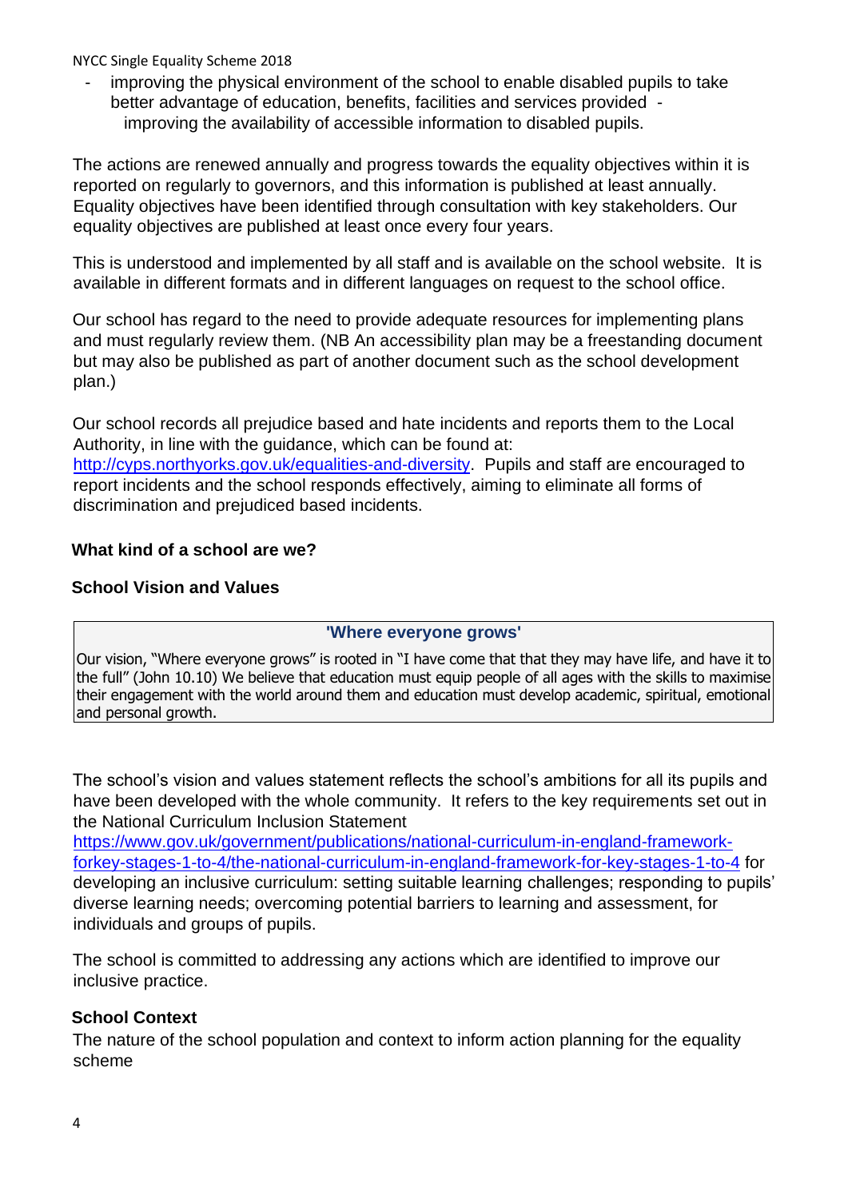- improving the physical environment of the school to enable disabled pupils to take better advantage of education, benefits, facilities and services provided
- improving the availability of accessible information to disabled pupils.

The actions are renewed annually and progress towards the equality objectives within it is reported on regularly to governors, and this information is published at least annually. Equality objectives have been identified through consultation with key stakeholders. Our equality objectives are published at least once every four years.

This is understood and implemented by all staff and is available on the school website. It is available in different formats and in different languages on request to the school office.

Our school has regard to the need to provide adequate resources for implementing plans and must regularly review them. (NB An accessibility plan may be a freestanding document but may also be published as part of another document such as the school development plan.)

Our school records all prejudice based and hate incidents and reports them to the Local Authority, in line with the guidance, which can be found at: [http://cyps.northyorks.gov.uk/equalities-and-diversity](http://cyps.northyorks.gov.uk/equalities-and-diversity). Pupils and staff are encouraged to report incidents and the school responds effectively, aiming to eliminate all forms of discrimination and prejudiced based incidents.

## What kind of a school are we?

### School Vision and Values

| 'Where everyone grows' |
|---|
| Our vision, "Where everyone grows" is rooted in "I have come that that they may have life, and have it to the full" (John 10.10) We believe that education must equip people of all ages with the skills to maximise their engagement with the world around them and education must develop academic, spiritual, emotional and personal growth. |

The school's vision and values statement reflects the school's ambitions for all its pupils and have been developed with the whole community. It refers to the key requirements set out in the National Curriculum Inclusion Statement [https://www.gov.uk/government/publications/national-curriculum-in-england-framework-forkey-stages-1-to-4/the-national-curriculum-in-england-framework-for-key-stages-1-to-4](https://www.gov.uk/government/publications/national-curriculum-in-england-framework-forkey-stages-1-to-4/the-national-curriculum-in-england-framework-for-key-stages-1-to-4) for developing an inclusive curriculum: setting suitable learning challenges; responding to pupils' diverse learning needs; overcoming potential barriers to learning and assessment, for individuals and groups of pupils.

The school is committed to addressing any actions which are identified to improve our inclusive practice.

### School Context

The nature of the school population and context to inform action planning for the equality scheme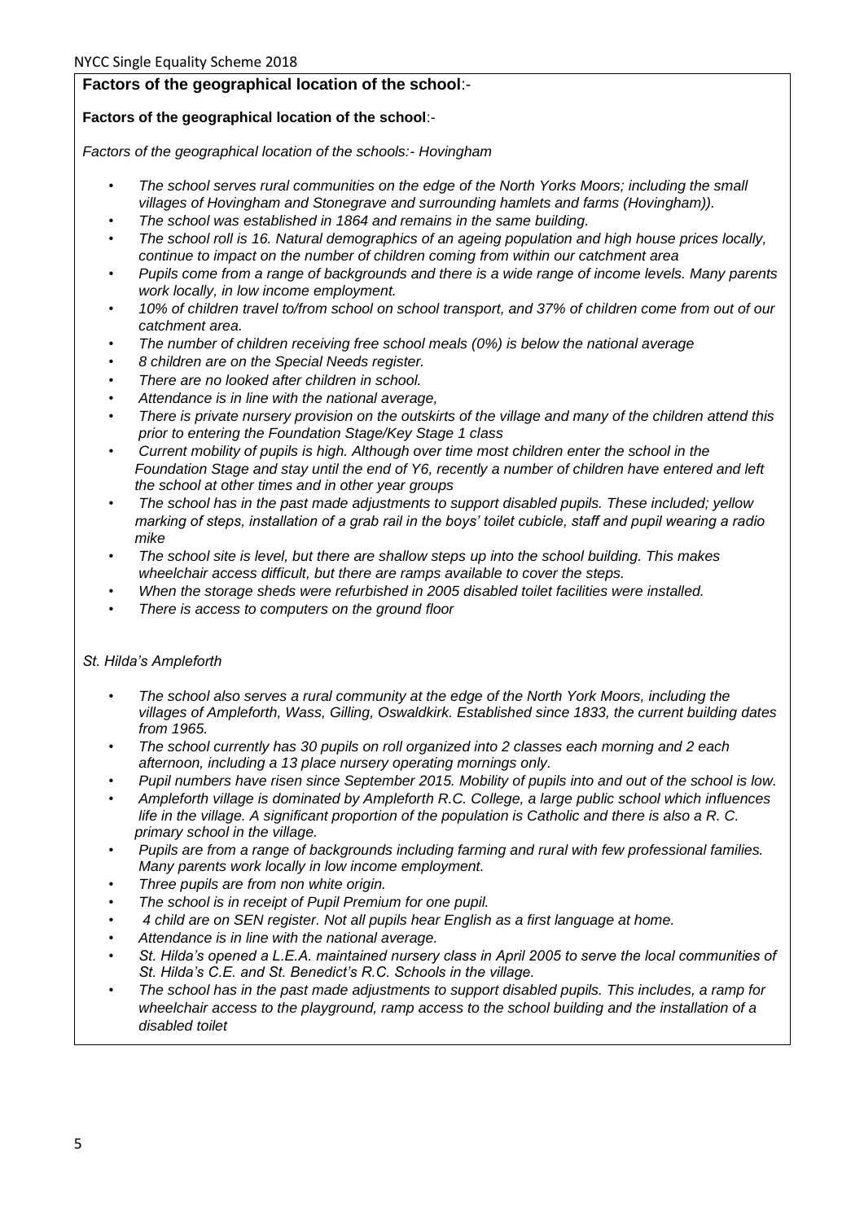**Factors of the geographical location of the school**:-

**Factors of the geographical location of the school**:-

*Factors of the geographical location of the schools:- Hovingham*

- *The school serves rural communities on the edge of the North Yorks Moors; including the small villages of Hovingham and Stonegrave and surrounding hamlets and farms (Hovingham)).*
- *The school was established in 1864 and remains in the same building.*
- *The school roll is 16. Natural demographics of an ageing population and high house prices locally, continue to impact on the number of children coming from within our catchment area*
- *Pupils come from a range of backgrounds and there is a wide range of income levels. Many parents work locally, in low income employment.*
- *10% of children travel to/from school on school transport, and 37% of children come from out of our catchment area.*
- *The number of children receiving free school meals (0%) is below the national average*
- *8 children are on the Special Needs register.*
- *There are no looked after children in school.*
- *Attendance is in line with the national average,*
- *There is private nursery provision on the outskirts of the village and many of the children attend this prior to entering the Foundation Stage/Key Stage 1 class*
- *Current mobility of pupils is high. Although over time most children enter the school in the Foundation Stage and stay until the end of Y6, recently a number of children have entered and left the school at other times and in other year groups*
- *The school has in the past made adjustments to support disabled pupils. These included; yellow marking of steps, installation of a grab rail in the boys' toilet cubicle, staff and pupil wearing a radio mike*
- *The school site is level, but there are shallow steps up into the school building. This makes wheelchair access difficult, but there are ramps available to cover the steps.*
- *When the storage sheds were refurbished in 2005 disabled toilet facilities were installed.*
- *There is access to computers on the ground floor*

*St. Hilda's Ampleforth*

- *The school also serves a rural community at the edge of the North York Moors, including the villages of Ampleforth, Wass, Gilling, Oswaldkirk. Established since 1833, the current building dates from 1965.*
- *The school currently has 30 pupils on roll organized into 2 classes each morning and 2 each afternoon, including a 13 place nursery operating mornings only.*
- *Pupil numbers have risen since September 2015. Mobility of pupils into and out of the school is low.*
- *Ampleforth village is dominated by Ampleforth R.C. College, a large public school which influences life in the village. A significant proportion of the population is Catholic and there is also a R. C. primary school in the village.*
- *Pupils are from a range of backgrounds including farming and rural with few professional families. Many parents work locally in low income employment.*
- *Three pupils are from non white origin.*
- *The school is in receipt of Pupil Premium for one pupil.*
- *4 child are on SEN register. Not all pupils hear English as a first language at home.*
- *Attendance is in line with the national average.*
- *St. Hilda's opened a L.E.A. maintained nursery class in April 2005 to serve the local communities of St. Hilda's C.E. and St. Benedict's R.C. Schools in the village.*
- *The school has in the past made adjustments to support disabled pupils. This includes, a ramp for wheelchair access to the playground, ramp access to the school building and the installation of a disabled toilet*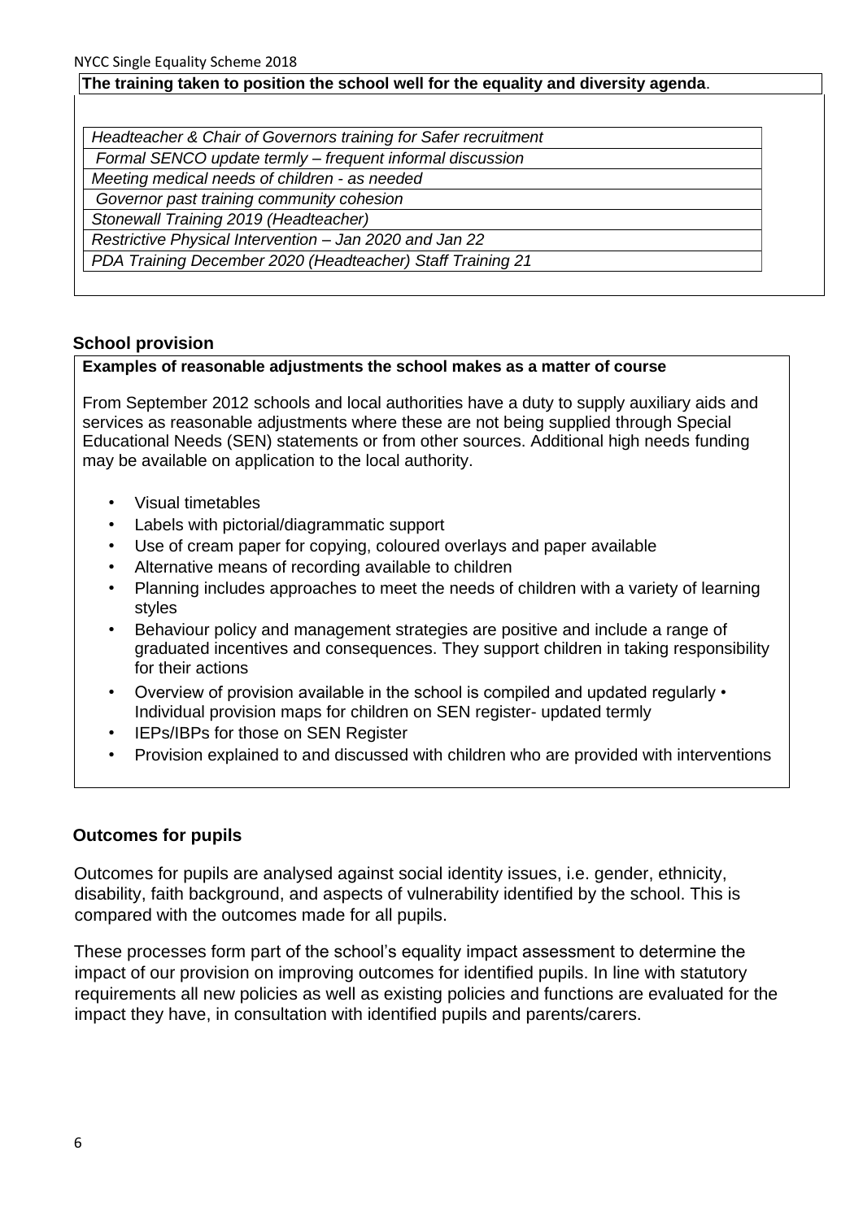**The training taken to position the school well for the equality and diversity agenda**.

| *Headteacher & Chair of Governors training for Safer recruitment* |
| --- |
| *Formal SENCO update termly – frequent informal discussion* |
| *Meeting medical needs of children - as needed* |
| *Governor past training community cohesion* |
| *Stonewall Training 2019 (Headteacher)* |
| *Restrictive Physical Intervention – Jan 2020 and Jan 22* |
| *PDA Training December 2020 (Headteacher) Staff Training 21* |

## School provision

**Examples of reasonable adjustments the school makes as a matter of course**

From September 2012 schools and local authorities have a duty to supply auxiliary aids and services as reasonable adjustments where these are not being supplied through Special Educational Needs (SEN) statements or from other sources. Additional high needs funding may be available on application to the local authority.

- Visual timetables
- Labels with pictorial/diagrammatic support
- Use of cream paper for copying, coloured overlays and paper available
- Alternative means of recording available to children
- Planning includes approaches to meet the needs of children with a variety of learning styles
- Behaviour policy and management strategies are positive and include a range of graduated incentives and consequences. They support children in taking responsibility for their actions
- Overview of provision available in the school is compiled and updated regularly • Individual provision maps for children on SEN register- updated termly
- IEPs/IBPs for those on SEN Register
- Provision explained to and discussed with children who are provided with interventions

## Outcomes for pupils

Outcomes for pupils are analysed against social identity issues, i.e. gender, ethnicity, disability, faith background, and aspects of vulnerability identified by the school. This is compared with the outcomes made for all pupils.

These processes form part of the school's equality impact assessment to determine the impact of our provision on improving outcomes for identified pupils. In line with statutory requirements all new policies as well as existing policies and functions are evaluated for the impact they have, in consultation with identified pupils and parents/carers.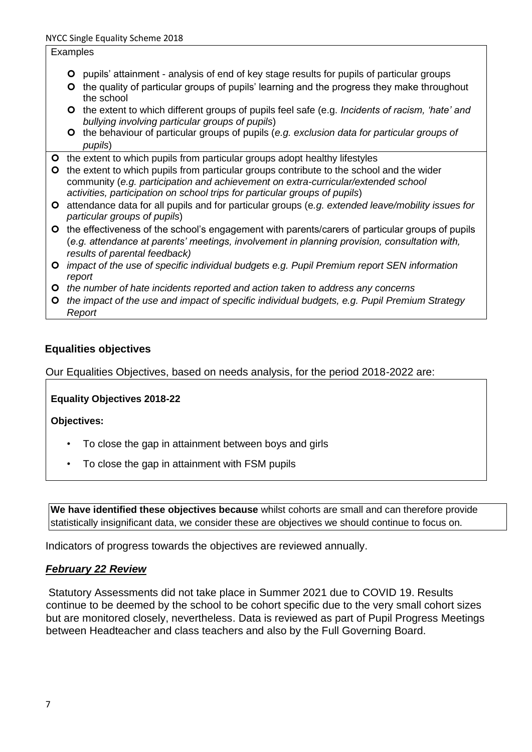Examples

- pupils' attainment - analysis of end of key stage results for pupils of particular groups
- the quality of particular groups of pupils' learning and the progress they make throughout the school
- the extent to which different groups of pupils feel safe (e.g. *Incidents of racism, 'hate' and bullying involving particular groups of pupils*)
- the behaviour of particular groups of pupils (*e.g. exclusion data for particular groups of pupils*)
- the extent to which pupils from particular groups adopt healthy lifestyles
- the extent to which pupils from particular groups contribute to the school and the wider community (*e.g. participation and achievement on extra-curricular/extended school activities, participation on school trips for particular groups of pupils*)
- attendance data for all pupils and for particular groups (e*.g. extended leave/mobility issues for particular groups of pupils*)
- the effectiveness of the school's engagement with parents/carers of particular groups of pupils (*e.g. attendance at parents' meetings, involvement in planning provision, consultation with, results of parental feedback)*
- *impact of the use of specific individual budgets e.g. Pupil Premium report SEN information report*
- *the number of hate incidents reported and action taken to address any concerns*
- *the impact of the use and impact of specific individual budgets, e.g. Pupil Premium Strategy Report*

## Equalities objectives

Our Equalities Objectives, based on needs analysis, for the period 2018-2022 are:

**Equality Objectives 2018-22**

**Objectives:**

- To close the gap in attainment between boys and girls
- To close the gap in attainment with FSM pupils

**We have identified these objectives because** whilst cohorts are small and can therefore provide statistically insignificant data, we consider these are objectives we should continue to focus on.

Indicators of progress towards the objectives are reviewed annually.

***February 22 Review***

Statutory Assessments did not take place in Summer 2021 due to COVID 19. Results continue to be deemed by the school to be cohort specific due to the very small cohort sizes but are monitored closely, nevertheless. Data is reviewed as part of Pupil Progress Meetings between Headteacher and class teachers and also by the Full Governing Board.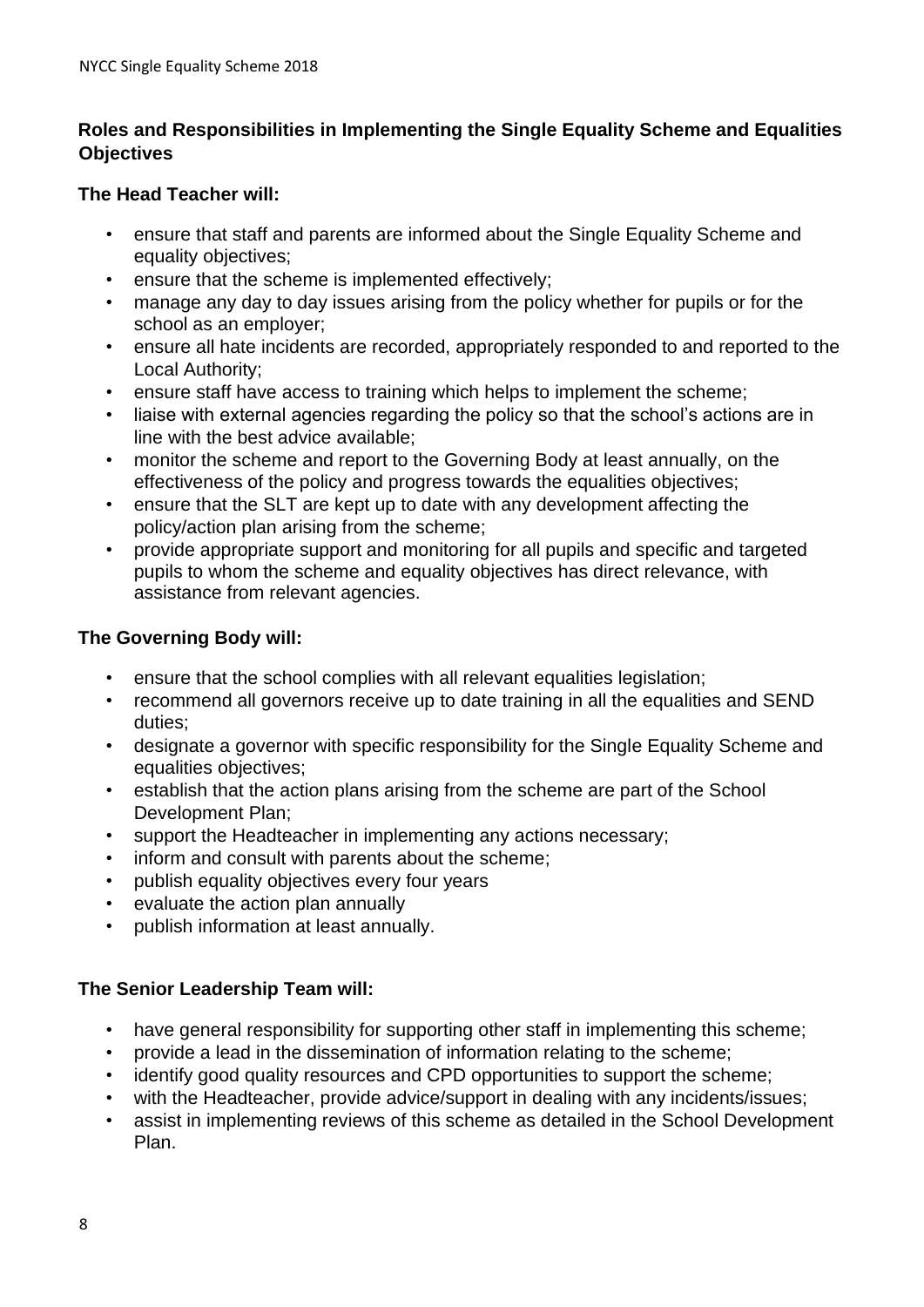**Roles and Responsibilities in Implementing the Single Equality Scheme and Equalities Objectives**

**The Head Teacher will:**

- ensure that staff and parents are informed about the Single Equality Scheme and equality objectives;
- ensure that the scheme is implemented effectively;
- manage any day to day issues arising from the policy whether for pupils or for the school as an employer;
- ensure all hate incidents are recorded, appropriately responded to and reported to the Local Authority;
- ensure staff have access to training which helps to implement the scheme;
- liaise with external agencies regarding the policy so that the school's actions are in line with the best advice available;
- monitor the scheme and report to the Governing Body at least annually, on the effectiveness of the policy and progress towards the equalities objectives;
- ensure that the SLT are kept up to date with any development affecting the policy/action plan arising from the scheme;
- provide appropriate support and monitoring for all pupils and specific and targeted pupils to whom the scheme and equality objectives has direct relevance, with assistance from relevant agencies.

**The Governing Body will:**

- ensure that the school complies with all relevant equalities legislation;
- recommend all governors receive up to date training in all the equalities and SEND duties;
- designate a governor with specific responsibility for the Single Equality Scheme and equalities objectives;
- establish that the action plans arising from the scheme are part of the School Development Plan;
- support the Headteacher in implementing any actions necessary;
- inform and consult with parents about the scheme;
- publish equality objectives every four years
- evaluate the action plan annually
- publish information at least annually.

**The Senior Leadership Team will:**

- have general responsibility for supporting other staff in implementing this scheme;
- provide a lead in the dissemination of information relating to the scheme;
- identify good quality resources and CPD opportunities to support the scheme;
- with the Headteacher, provide advice/support in dealing with any incidents/issues;
- assist in implementing reviews of this scheme as detailed in the School Development Plan.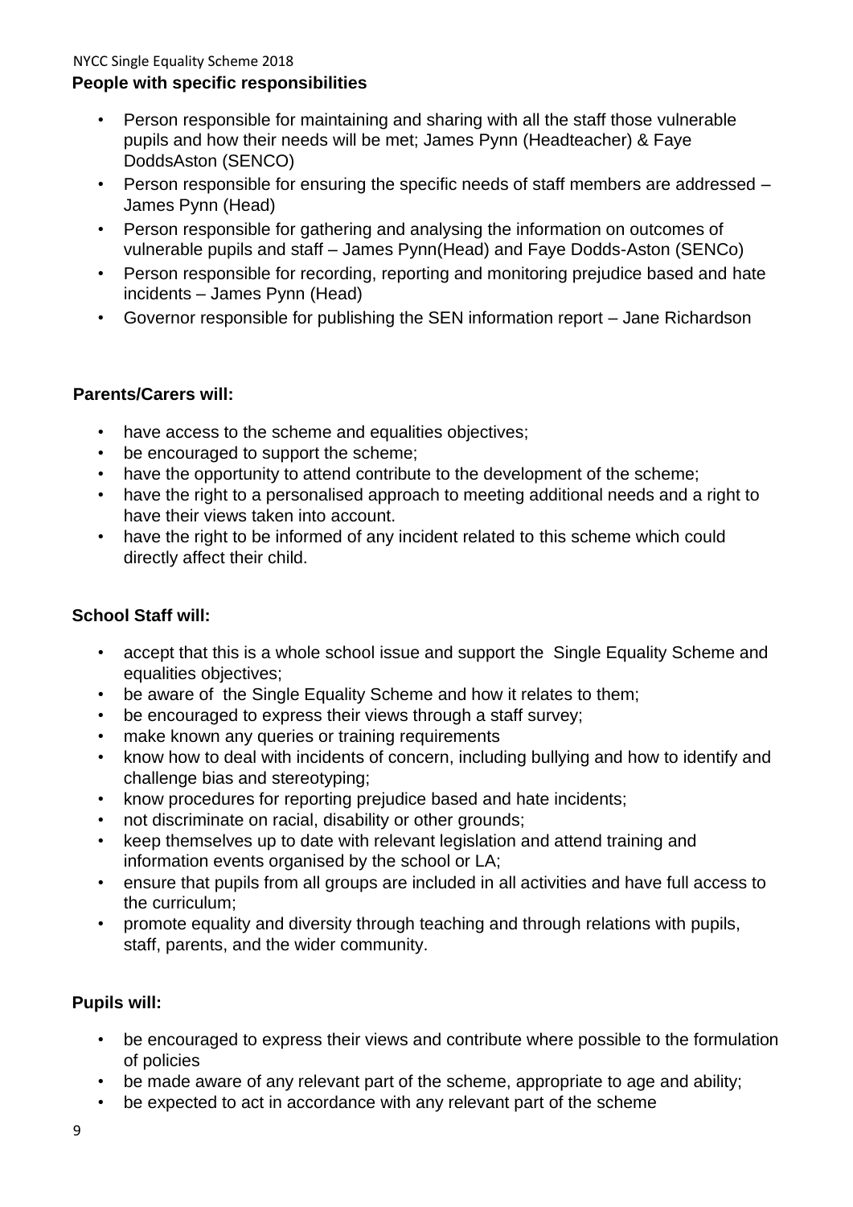**People with specific responsibilities**

- Person responsible for maintaining and sharing with all the staff those vulnerable pupils and how their needs will be met; James Pynn (Headteacher) & Faye DoddsAston (SENCO)
- Person responsible for ensuring the specific needs of staff members are addressed – James Pynn (Head)
- Person responsible for gathering and analysing the information on outcomes of vulnerable pupils and staff – James Pynn(Head) and Faye Dodds-Aston (SENCo)
- Person responsible for recording, reporting and monitoring prejudice based and hate incidents – James Pynn (Head)
- Governor responsible for publishing the SEN information report – Jane Richardson

**Parents/Carers will:**

- have access to the scheme and equalities objectives;
- be encouraged to support the scheme;
- have the opportunity to attend contribute to the development of the scheme;
- have the right to a personalised approach to meeting additional needs and a right to have their views taken into account.
- have the right to be informed of any incident related to this scheme which could directly affect their child.

**School Staff will:**

- accept that this is a whole school issue and support the Single Equality Scheme and equalities objectives;
- be aware of the Single Equality Scheme and how it relates to them;
- be encouraged to express their views through a staff survey;
- make known any queries or training requirements
- know how to deal with incidents of concern, including bullying and how to identify and challenge bias and stereotyping;
- know procedures for reporting prejudice based and hate incidents;
- not discriminate on racial, disability or other grounds;
- keep themselves up to date with relevant legislation and attend training and information events organised by the school or LA;
- ensure that pupils from all groups are included in all activities and have full access to the curriculum;
- promote equality and diversity through teaching and through relations with pupils, staff, parents, and the wider community.

**Pupils will:**

- be encouraged to express their views and contribute where possible to the formulation of policies
- be made aware of any relevant part of the scheme, appropriate to age and ability;
- be expected to act in accordance with any relevant part of the scheme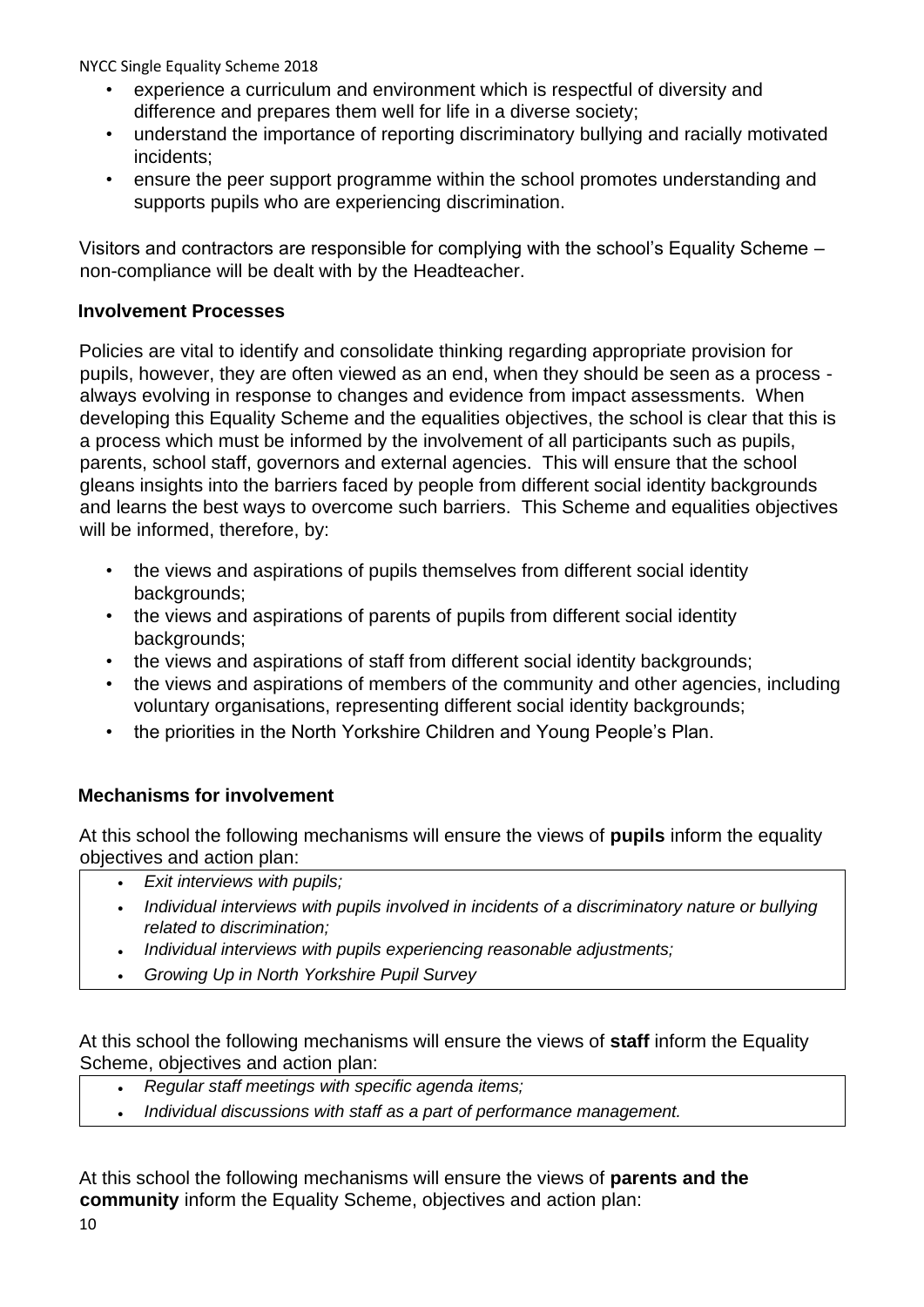- experience a curriculum and environment which is respectful of diversity and difference and prepares them well for life in a diverse society;
- understand the importance of reporting discriminatory bullying and racially motivated incidents;
- ensure the peer support programme within the school promotes understanding and supports pupils who are experiencing discrimination.

Visitors and contractors are responsible for complying with the school's Equality Scheme – non-compliance will be dealt with by the Headteacher.

## Involvement Processes

Policies are vital to identify and consolidate thinking regarding appropriate provision for pupils, however, they are often viewed as an end, when they should be seen as a process - always evolving in response to changes and evidence from impact assessments. When developing this Equality Scheme and the equalities objectives, the school is clear that this is a process which must be informed by the involvement of all participants such as pupils, parents, school staff, governors and external agencies. This will ensure that the school gleans insights into the barriers faced by people from different social identity backgrounds and learns the best ways to overcome such barriers. This Scheme and equalities objectives will be informed, therefore, by:

- the views and aspirations of pupils themselves from different social identity backgrounds;
- the views and aspirations of parents of pupils from different social identity backgrounds;
- the views and aspirations of staff from different social identity backgrounds;
- the views and aspirations of members of the community and other agencies, including voluntary organisations, representing different social identity backgrounds;
- the priorities in the North Yorkshire Children and Young People's Plan.

## Mechanisms for involvement

At this school the following mechanisms will ensure the views of **pupils** inform the equality objectives and action plan:

- *Exit interviews with pupils;*
- *Individual interviews with pupils involved in incidents of a discriminatory nature or bullying related to discrimination;*
- *Individual interviews with pupils experiencing reasonable adjustments;*
- *Growing Up in North Yorkshire Pupil Survey*

At this school the following mechanisms will ensure the views of **staff** inform the Equality Scheme, objectives and action plan:

- *Regular staff meetings with specific agenda items;*
- *Individual discussions with staff as a part of performance management.*

At this school the following mechanisms will ensure the views of **parents and the community** inform the Equality Scheme, objectives and action plan: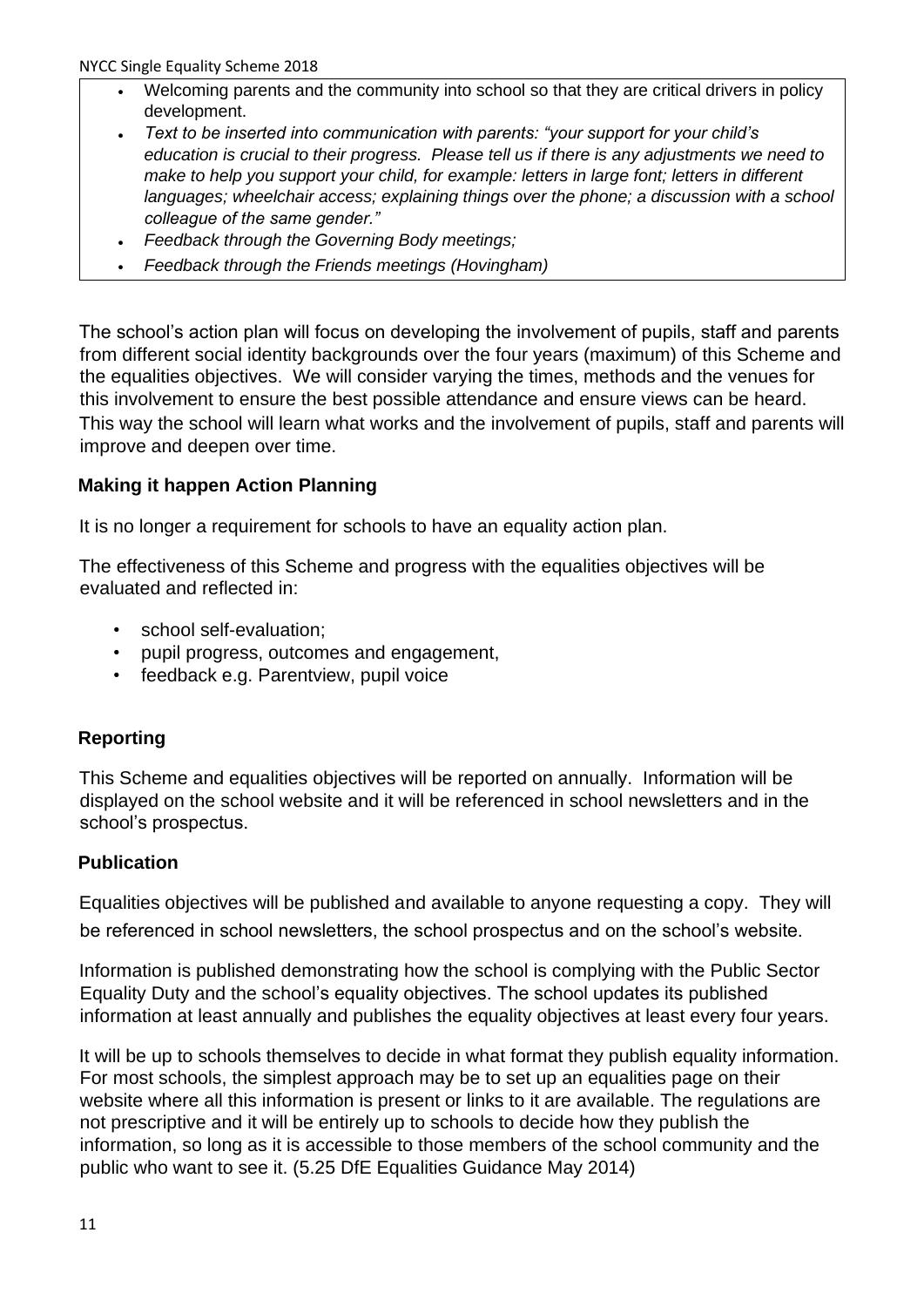- Welcoming parents and the community into school so that they are critical drivers in policy development.
- *Text to be inserted into communication with parents: "your support for your child's education is crucial to their progress. Please tell us if there is any adjustments we need to make to help you support your child, for example: letters in large font; letters in different languages; wheelchair access; explaining things over the phone; a discussion with a school colleague of the same gender."*
- *Feedback through the Governing Body meetings;*
- *Feedback through the Friends meetings (Hovingham)*

The school's action plan will focus on developing the involvement of pupils, staff and parents from different social identity backgrounds over the four years (maximum) of this Scheme and the equalities objectives. We will consider varying the times, methods and the venues for this involvement to ensure the best possible attendance and ensure views can be heard. This way the school will learn what works and the involvement of pupils, staff and parents will improve and deepen over time.

## Making it happen Action Planning

It is no longer a requirement for schools to have an equality action plan.

The effectiveness of this Scheme and progress with the equalities objectives will be evaluated and reflected in:

- school self-evaluation;
- pupil progress, outcomes and engagement,
- feedback e.g. Parentview, pupil voice

## Reporting

This Scheme and equalities objectives will be reported on annually. Information will be displayed on the school website and it will be referenced in school newsletters and in the school's prospectus.

## Publication

Equalities objectives will be published and available to anyone requesting a copy. They will be referenced in school newsletters, the school prospectus and on the school's website.

Information is published demonstrating how the school is complying with the Public Sector Equality Duty and the school's equality objectives. The school updates its published information at least annually and publishes the equality objectives at least every four years.

It will be up to schools themselves to decide in what format they publish equality information. For most schools, the simplest approach may be to set up an equalities page on their website where all this information is present or links to it are available. The regulations are not prescriptive and it will be entirely up to schools to decide how they publish the information, so long as it is accessible to those members of the school community and the public who want to see it. (5.25 DfE Equalities Guidance May 2014)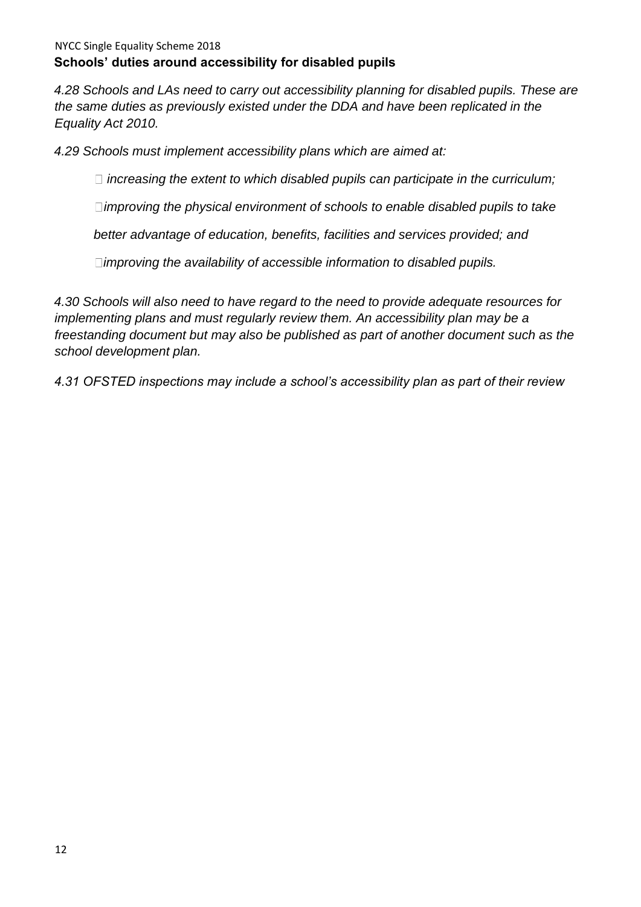## Schools' duties around accessibility for disabled pupils

*4.28 Schools and LAs need to carry out accessibility planning for disabled pupils. These are the same duties as previously existed under the DDA and have been replicated in the Equality Act 2010.*

*4.29 Schools must implement accessibility plans which are aimed at:*

- *increasing the extent to which disabled pupils can participate in the curriculum;*
- *improving the physical environment of schools to enable disabled pupils to take better advantage of education, benefits, facilities and services provided; and*
- *improving the availability of accessible information to disabled pupils.*

*4.30 Schools will also need to have regard to the need to provide adequate resources for implementing plans and must regularly review them. An accessibility plan may be a freestanding document but may also be published as part of another document such as the school development plan.*

*4.31 OFSTED inspections may include a school's accessibility plan as part of their review*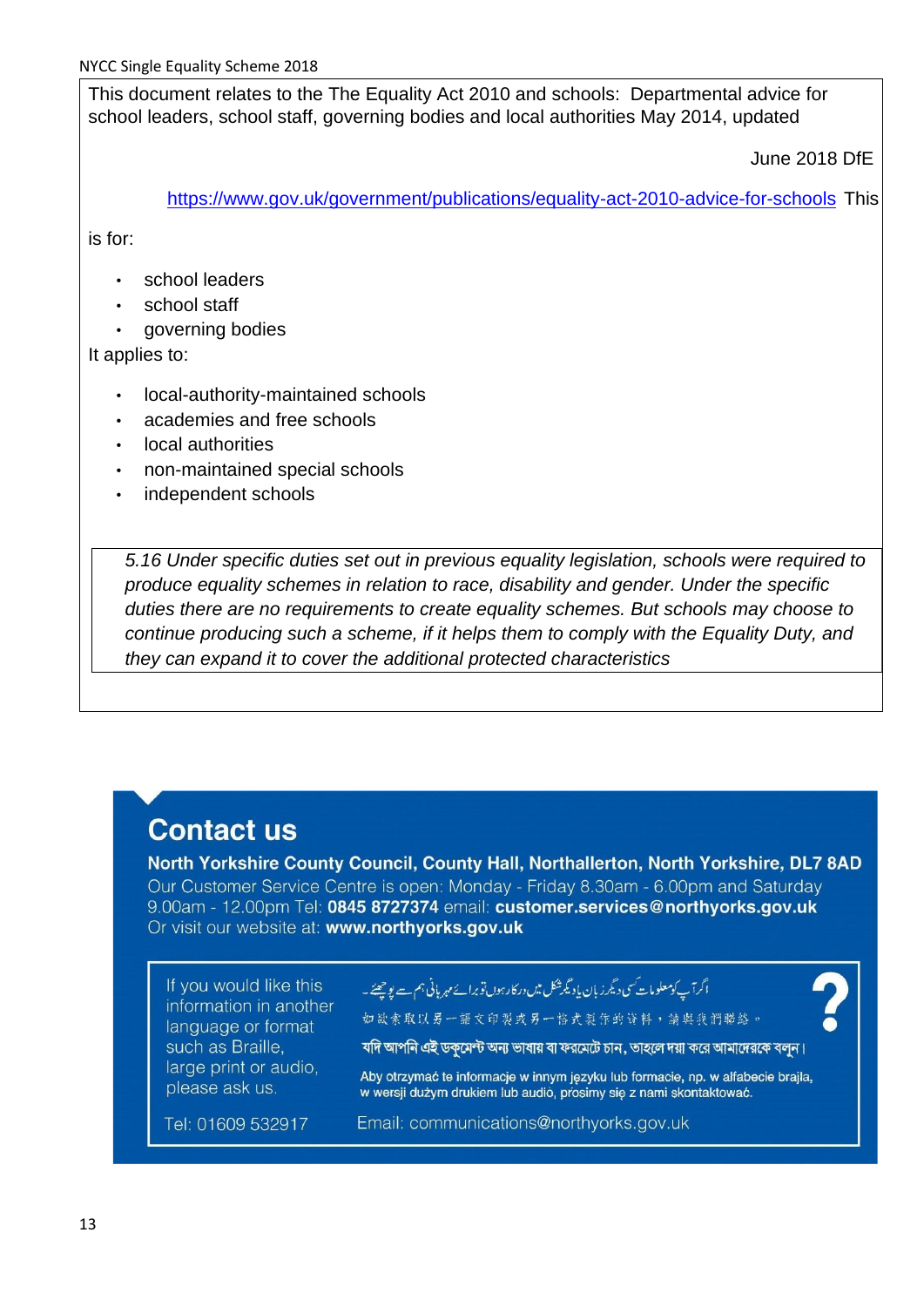This document relates to the The Equality Act 2010 and schools: Departmental advice for school leaders, school staff, governing bodies and local authorities May 2014, updated June 2018 DfE

https://www.gov.uk/government/publications/equality-act-2010-advice-for-schools This is for:

- school leaders
- school staff
- governing bodies

It applies to:

- local-authority-maintained schools
- academies and free schools
- local authorities
- non-maintained special schools
- independent schools

*5.16 Under specific duties set out in previous equality legislation, schools were required to produce equality schemes in relation to race, disability and gender. Under the specific duties there are no requirements to create equality schemes. But schools may choose to continue producing such a scheme, if it helps them to comply with the Equality Duty, and they can expand it to cover the additional protected characteristics*

## Contact us

**North Yorkshire County Council, County Hall, Northallerton, North Yorkshire, DL7 8AD**

Our Customer Service Centre is open: Monday - Friday 8.30am - 6.00pm and Saturday 9.00am - 12.00pm Tel: **0845 8727374** email: **customer.services@northyorks.gov.uk**

Or visit our website at: **www.northyorks.gov.uk**

If you would like this information in another language or format such as Braille, large print or audio, please ask us.

اگر آپ کو معلومات کسی دیگر زبان یا دیگر شکل میں درکار ہوں تو برائے مہربانی ہم سے پوچھئے۔

如欲索取以另一語文印製或另一格式製作的資料，請與我們聯絡。

যদি আপনি এই ডকুমেন্ট অন্য ভাষায় বা ফরমেটে চান, তাহলে দয়া করে আমাদেরকে বলুন।

Aby otrzymać te informacje w innym języku lub formacie, np. w alfabecie brajla, w wersji dużym drukiem lub audio, prosimy się z nami skontaktować.

Tel: 01609 532917

Email: communications@northyorks.gov.uk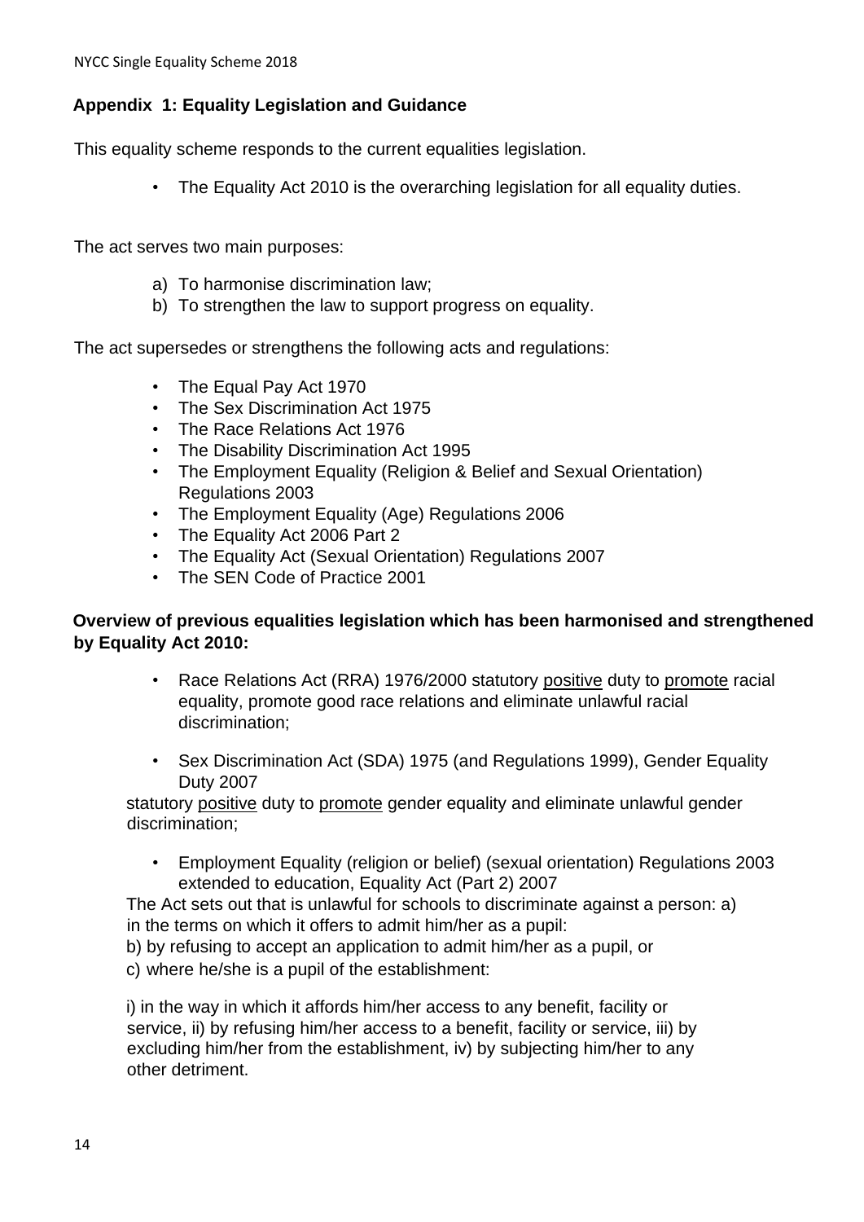## Appendix 1: Equality Legislation and Guidance

This equality scheme responds to the current equalities legislation.

- The Equality Act 2010 is the overarching legislation for all equality duties.

The act serves two main purposes:

a) To harmonise discrimination law;
b) To strengthen the law to support progress on equality.

The act supersedes or strengthens the following acts and regulations:

- The Equal Pay Act 1970
- The Sex Discrimination Act 1975
- The Race Relations Act 1976
- The Disability Discrimination Act 1995
- The Employment Equality (Religion & Belief and Sexual Orientation) Regulations 2003
- The Employment Equality (Age) Regulations 2006
- The Equality Act 2006 Part 2
- The Equality Act (Sexual Orientation) Regulations 2007
- The SEN Code of Practice 2001

**Overview of previous equalities legislation which has been harmonised and strengthened by Equality Act 2010:**

- Race Relations Act (RRA) 1976/2000 statutory <u>positive</u> duty to <u>promote</u> racial equality, promote good race relations and eliminate unlawful racial discrimination;

- Sex Discrimination Act (SDA) 1975 (and Regulations 1999), Gender Equality Duty 2007

statutory <u>positive</u> duty to <u>promote</u> gender equality and eliminate unlawful gender discrimination;

- Employment Equality (religion or belief) (sexual orientation) Regulations 2003 extended to education, Equality Act (Part 2) 2007

The Act sets out that is unlawful for schools to discriminate against a person: a) in the terms on which it offers to admit him/her as a pupil:
b) by refusing to accept an application to admit him/her as a pupil, or
c) where he/she is a pupil of the establishment:

i) in the way in which it affords him/her access to any benefit, facility or service, ii) by refusing him/her access to a benefit, facility or service, iii) by excluding him/her from the establishment, iv) by subjecting him/her to any other detriment.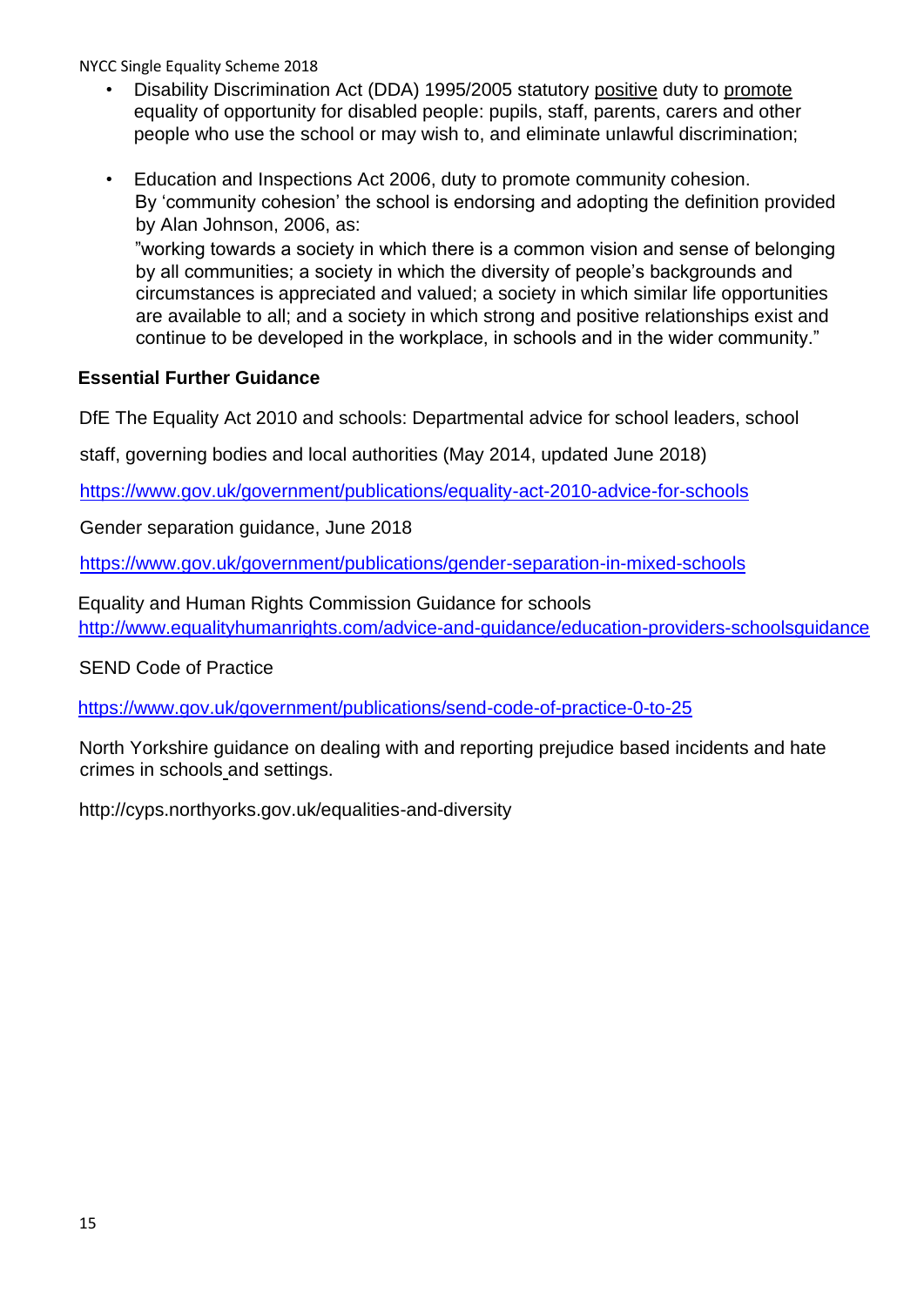- Disability Discrimination Act (DDA) 1995/2005 statutory positive duty to promote equality of opportunity for disabled people: pupils, staff, parents, carers and other people who use the school or may wish to, and eliminate unlawful discrimination;

- Education and Inspections Act 2006, duty to promote community cohesion. By 'community cohesion' the school is endorsing and adopting the definition provided by Alan Johnson, 2006, as:
  "working towards a society in which there is a common vision and sense of belonging by all communities; a society in which the diversity of people's backgrounds and circumstances is appreciated and valued; a society in which similar life opportunities are available to all; and a society in which strong and positive relationships exist and continue to be developed in the workplace, in schools and in the wider community."

**Essential Further Guidance**

DfE The Equality Act 2010 and schools: Departmental advice for school leaders, school staff, governing bodies and local authorities (May 2014, updated June 2018)

https://www.gov.uk/government/publications/equality-act-2010-advice-for-schools

Gender separation guidance, June 2018

https://www.gov.uk/government/publications/gender-separation-in-mixed-schools

Equality and Human Rights Commission Guidance for schools
http://www.equalityhumanrights.com/advice-and-guidance/education-providers-schoolsguidance

SEND Code of Practice

https://www.gov.uk/government/publications/send-code-of-practice-0-to-25

North Yorkshire guidance on dealing with and reporting prejudice based incidents and hate crimes in schools and settings.

http://cyps.northyorks.gov.uk/equalities-and-diversity